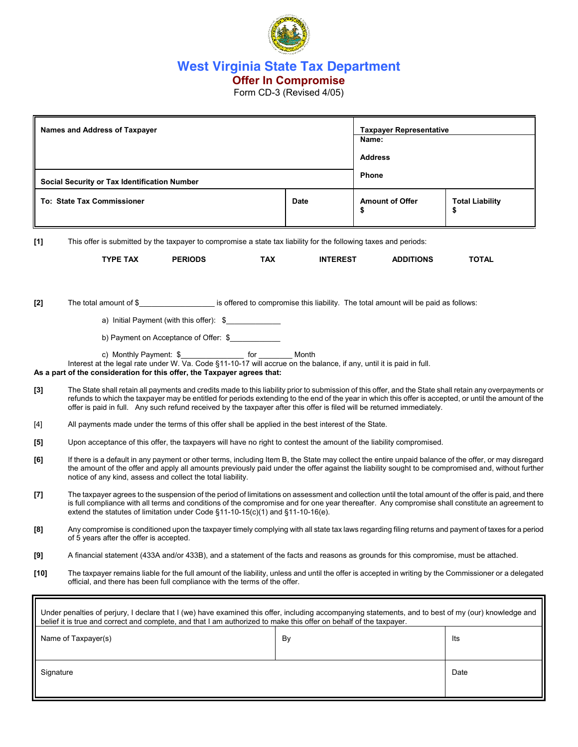# West Virginia State Tax Department

## Offer In Compromise

Form CD-3 (Revised 4/05)

| Names and Address of Taxpayer | | Taxpayer Representative<br>Name:<br><br>Address<br><br>Phone | |
|---|---|---|---|
| Social Security or Tax Identification Number | | | |
| To: State Tax Commissioner | Date | Amount of Offer<br>$ | Total Liability<br>$ |

**[1]** This offer is submitted by the taxpayer to compromise a state tax liability for the following taxes and periods:

| TYPE TAX | PERIODS | TAX | INTEREST | ADDITIONS | TOTAL |
|---|---|---|---|---|---|
| | | | | | |

**[2]** The total amount of $_________________ is offered to compromise this liability. The total amount will be paid as follows:

a) Initial Payment (with this offer): $_____________

b) Payment on Acceptance of Offer: $____________

c) Monthly Payment: $_______________ for ________ Month

Interest at the legal rate under W. Va. Code §11-10-17 will accrue on the balance, if any, until it is paid in full.

**As a part of the consideration for this offer, the Taxpayer agrees that:**

**[3]** The State shall retain all payments and credits made to this liability prior to submission of this offer, and the State shall retain any overpayments or refunds to which the taxpayer may be entitled for periods extending to the end of the year in which this offer is accepted, or until the amount of the offer is paid in full. Any such refund received by the taxpayer after this offer is filed will be returned immediately.

[4] All payments made under the terms of this offer shall be applied in the best interest of the State.

**[5]** Upon acceptance of this offer, the taxpayers will have no right to contest the amount of the liability compromised.

**[6]** If there is a default in any payment or other terms, including Item B, the State may collect the entire unpaid balance of the offer, or may disregard the amount of the offer and apply all amounts previously paid under the offer against the liability sought to be compromised and, without further notice of any kind, assess and collect the total liability.

**[7]** The taxpayer agrees to the suspension of the period of limitations on assessment and collection until the total amount of the offer is paid, and there is full compliance with all terms and conditions of the compromise and for one year thereafter. Any compromise shall constitute an agreement to extend the statutes of limitation under Code §11-10-15(c)(1) and §11-10-16(e).

**[8]** Any compromise is conditioned upon the taxpayer timely complying with all state tax laws regarding filing returns and payment of taxes for a period of 5 years after the offer is accepted.

**[9]** A financial statement (433A and/or 433B), and a statement of the facts and reasons as grounds for this compromise, must be attached.

**[10]** The taxpayer remains liable for the full amount of the liability, unless and until the offer is accepted in writing by the Commissioner or a delegated official, and there has been full compliance with the terms of the offer.

Under penalties of perjury, I declare that I (we) have examined this offer, including accompanying statements, and to best of my (our) knowledge and belief it is true and correct and complete, and that I am authorized to make this offer on behalf of the taxpayer.

| Name of Taxpayer(s) | By | Its |
|---|---|---|
| Signature | | Date |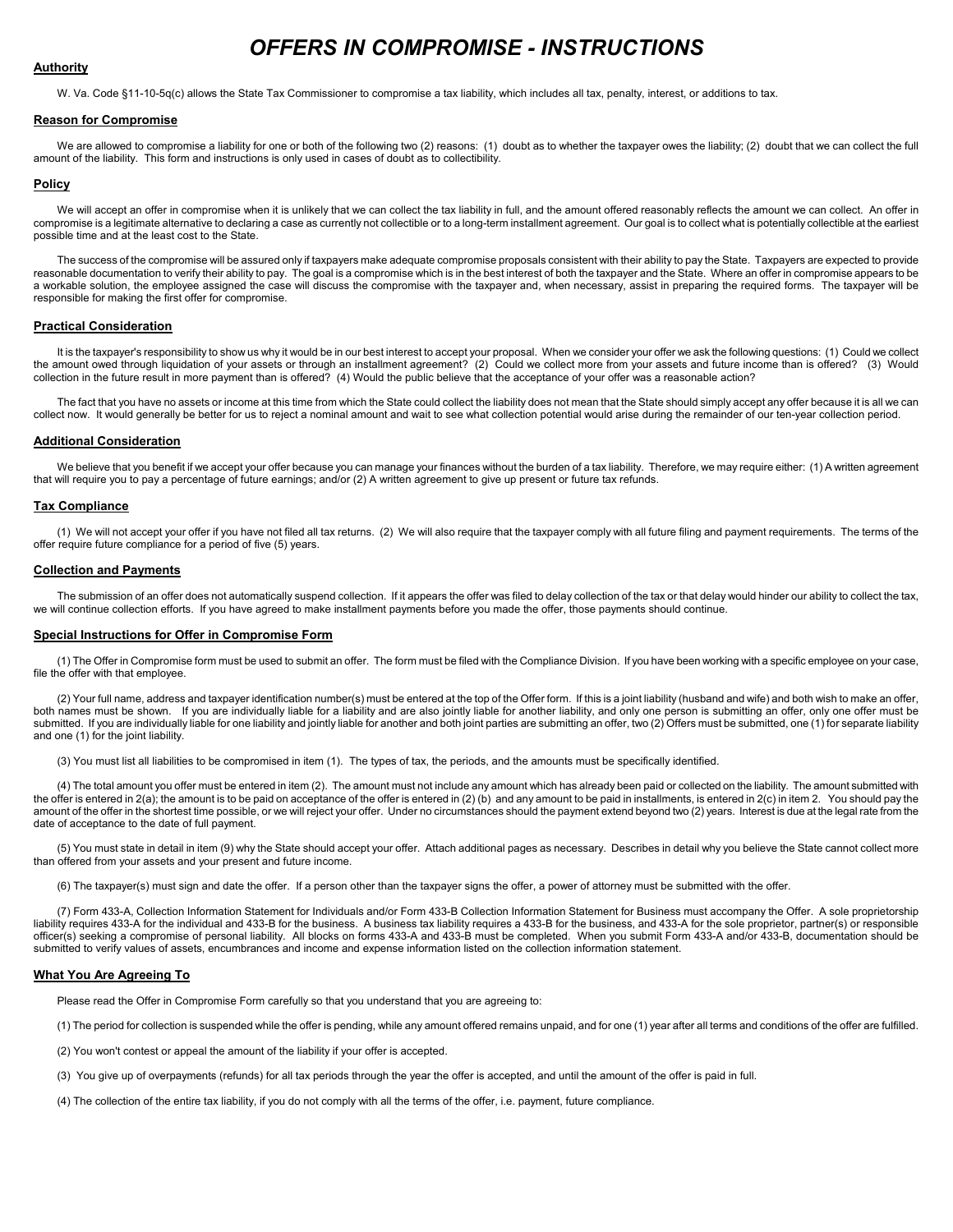# *OFFERS IN COMPROMISE - INSTRUCTIONS*

## Authority

W. Va. Code §11-10-5q(c) allows the State Tax Commissioner to compromise a tax liability, which includes all tax, penalty, interest, or additions to tax.

## Reason for Compromise

We are allowed to compromise a liability for one or both of the following two (2) reasons: (1) doubt as to whether the taxpayer owes the liability; (2) doubt that we can collect the full amount of the liability. This form and instructions is only used in cases of doubt as to collectibility.

## Policy

We will accept an offer in compromise when it is unlikely that we can collect the tax liability in full, and the amount offered reasonably reflects the amount we can collect. An offer in compromise is a legitimate alternative to declaring a case as currently not collectible or to a long-term installment agreement. Our goal is to collect what is potentially collectible at the earliest possible time and at the least cost to the State.

The success of the compromise will be assured only if taxpayers make adequate compromise proposals consistent with their ability to pay the State. Taxpayers are expected to provide reasonable documentation to verify their ability to pay. The goal is a compromise which is in the best interest of both the taxpayer and the State. Where an offer in compromise appears to be a workable solution, the employee assigned the case will discuss the compromise with the taxpayer and, when necessary, assist in preparing the required forms. The taxpayer will be responsible for making the first offer for compromise.

## Practical Consideration

It is the taxpayer's responsibility to show us why it would be in our best interest to accept your proposal. When we consider your offer we ask the following questions: (1) Could we collect the amount owed through liquidation of your assets or through an installment agreement? (2) Could we collect more from your assets and future income than is offered? (3) Would collection in the future result in more payment than is offered? (4) Would the public believe that the acceptance of your offer was a reasonable action?

The fact that you have no assets or income at this time from which the State could collect the liability does not mean that the State should simply accept any offer because it is all we can collect now. It would generally be better for us to reject a nominal amount and wait to see what collection potential would arise during the remainder of our ten-year collection period.

## Additional Consideration

We believe that you benefit if we accept your offer because you can manage your finances without the burden of a tax liability. Therefore, we may require either: (1) A written agreement that will require you to pay a percentage of future earnings; and/or (2) A written agreement to give up present or future tax refunds.

## Tax Compliance

(1) We will not accept your offer if you have not filed all tax returns. (2) We will also require that the taxpayer comply with all future filing and payment requirements. The terms of the offer require future compliance for a period of five (5) years.

## Collection and Payments

The submission of an offer does not automatically suspend collection. If it appears the offer was filed to delay collection of the tax or that delay would hinder our ability to collect the tax, we will continue collection efforts. If you have agreed to make installment payments before you made the offer, those payments should continue.

## Special Instructions for Offer in Compromise Form

(1) The Offer in Compromise form must be used to submit an offer. The form must be filed with the Compliance Division. If you have been working with a specific employee on your case, file the offer with that employee.

(2) Your full name, address and taxpayer identification number(s) must be entered at the top of the Offer form. If this is a joint liability (husband and wife) and both wish to make an offer, both names must be shown. If you are individually liable for a liability and are also jointly liable for another liability, and only one person is submitting an offer, only one offer must be submitted. If you are individually liable for one liability and jointly liable for another and both joint parties are submitting an offer, two (2) Offers must be submitted, one (1) for separate liability and one (1) for the joint liability.

(3) You must list all liabilities to be compromised in item (1). The types of tax, the periods, and the amounts must be specifically identified.

(4) The total amount you offer must be entered in item (2). The amount must not include any amount which has already been paid or collected on the liability. The amount submitted with the offer is entered in 2(a); the amount is to be paid on acceptance of the offer is entered in (2) (b) and any amount to be paid in installments, is entered in 2(c) in item 2. You should pay the amount of the offer in the shortest time possible, or we will reject your offer. Under no circumstances should the payment extend beyond two (2) years. Interest is due at the legal rate from the date of acceptance to the date of full payment.

(5) You must state in detail in item (9) why the State should accept your offer. Attach additional pages as necessary. Describes in detail why you believe the State cannot collect more than offered from your assets and your present and future income.

(6) The taxpayer(s) must sign and date the offer. If a person other than the taxpayer signs the offer, a power of attorney must be submitted with the offer.

(7) Form 433-A, Collection Information Statement for Individuals and/or Form 433-B Collection Information Statement for Business must accompany the Offer. A sole proprietorship liability requires 433-A for the individual and 433-B for the business. A business tax liability requires a 433-B for the business, and 433-A for the sole proprietor, partner(s) or responsible officer(s) seeking a compromise of personal liability. All blocks on forms 433-A and 433-B must be completed. When you submit Form 433-A and/or 433-B, documentation should be submitted to verify values of assets, encumbrances and income and expense information listed on the collection information statement.

## What You Are Agreeing To

Please read the Offer in Compromise Form carefully so that you understand that you are agreeing to:

(1) The period for collection is suspended while the offer is pending, while any amount offered remains unpaid, and for one (1) year after all terms and conditions of the offer are fulfilled.

(2) You won't contest or appeal the amount of the liability if your offer is accepted.

(3) You give up of overpayments (refunds) for all tax periods through the year the offer is accepted, and until the amount of the offer is paid in full.

(4) The collection of the entire tax liability, if you do not comply with all the terms of the offer, i.e. payment, future compliance.